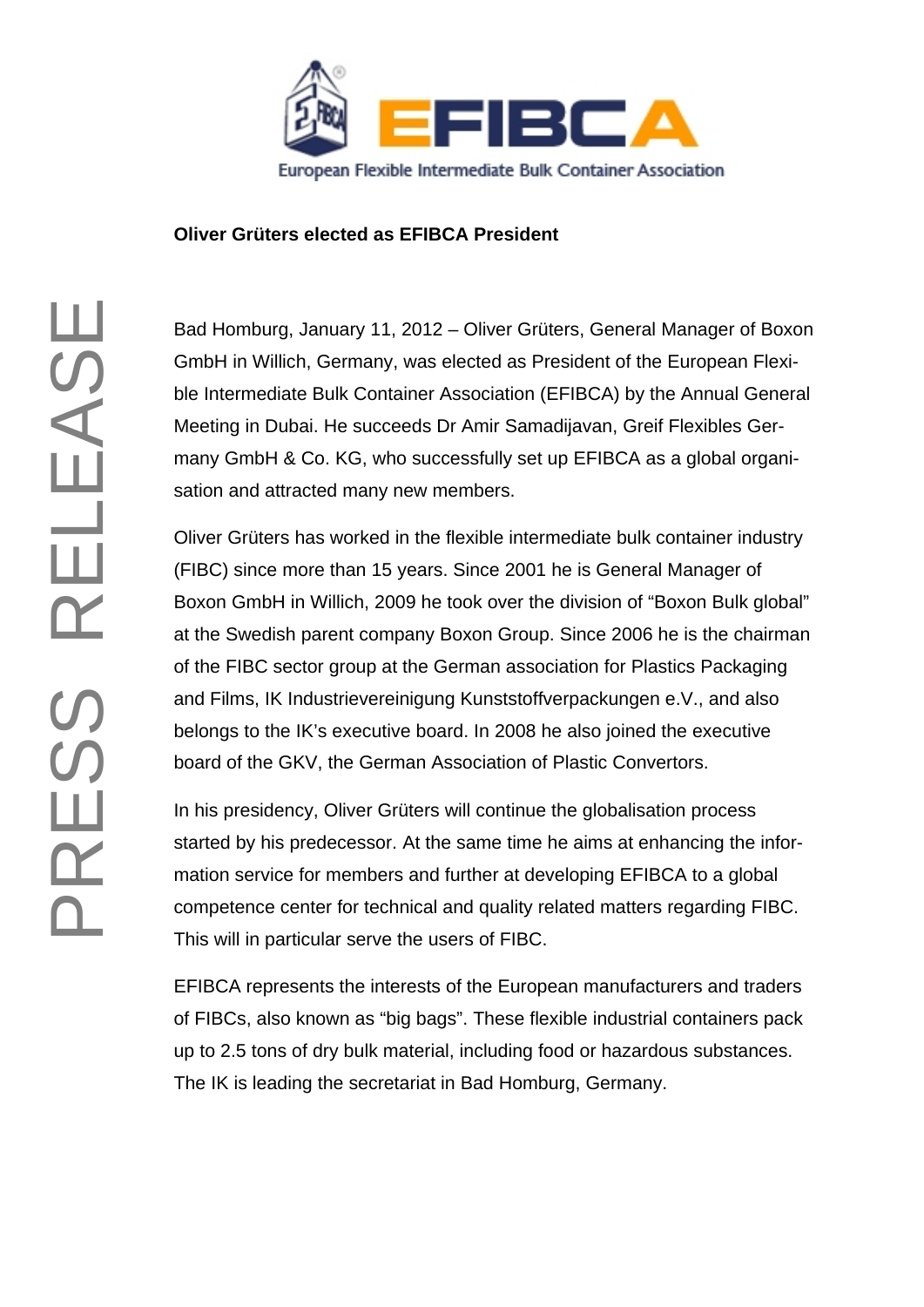EFIBCA

European Flexible Intermediate Bulk Container Association

PRESS RELEASE

**Oliver Grüters elected as EFIBCA President**

Bad Homburg, January 11, 2012 – Oliver Grüters, General Manager of Boxon GmbH in Willich, Germany, was elected as President of the European Flexible Intermediate Bulk Container Association (EFIBCA) by the Annual General Meeting in Dubai. He succeeds Dr Amir Samadijavan, Greif Flexibles Germany GmbH & Co. KG, who successfully set up EFIBCA as a global organisation and attracted many new members.

Oliver Grüters has worked in the flexible intermediate bulk container industry (FIBC) since more than 15 years. Since 2001 he is General Manager of Boxon GmbH in Willich, 2009 he took over the division of "Boxon Bulk global" at the Swedish parent company Boxon Group. Since 2006 he is the chairman of the FIBC sector group at the German association for Plastics Packaging and Films, IK Industrievereinigung Kunststoffverpackungen e.V., and also belongs to the IK's executive board. In 2008 he also joined the executive board of the GKV, the German Association of Plastic Convertors.

In his presidency, Oliver Grüters will continue the globalisation process started by his predecessor. At the same time he aims at enhancing the information service for members and further at developing EFIBCA to a global competence center for technical and quality related matters regarding FIBC. This will in particular serve the users of FIBC.

EFIBCA represents the interests of the European manufacturers and traders of FIBCs, also known as "big bags". These flexible industrial containers pack up to 2.5 tons of dry bulk material, including food or hazardous substances. The IK is leading the secretariat in Bad Homburg, Germany.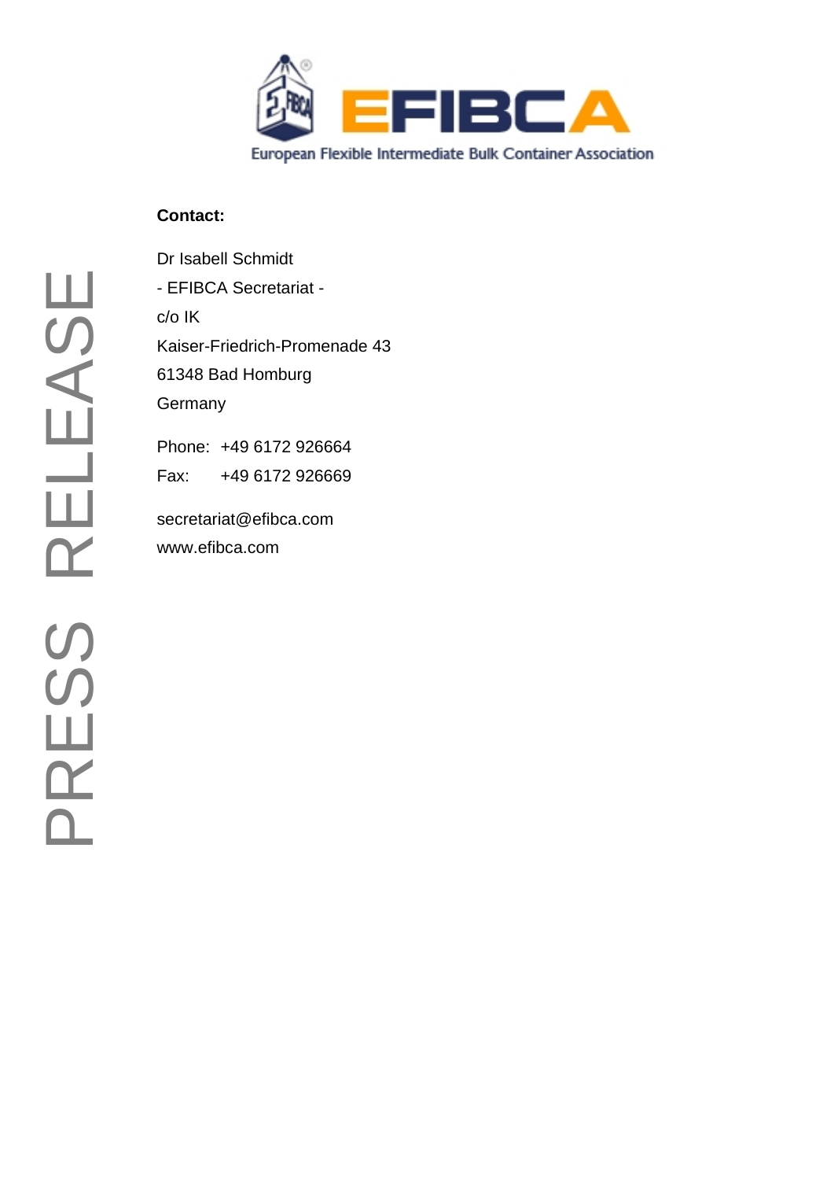EFIBCA

European Flexible Intermediate Bulk Container Association

PRESS RELEASE

**Contact:**

Dr Isabell Schmidt

- EFIBCA Secretariat -

c/o IK

Kaiser-Friedrich-Promenade 43

61348 Bad Homburg

Germany

Phone: +49 6172 926664

Fax: +49 6172 926669

secretariat@efibca.com

www.efibca.com